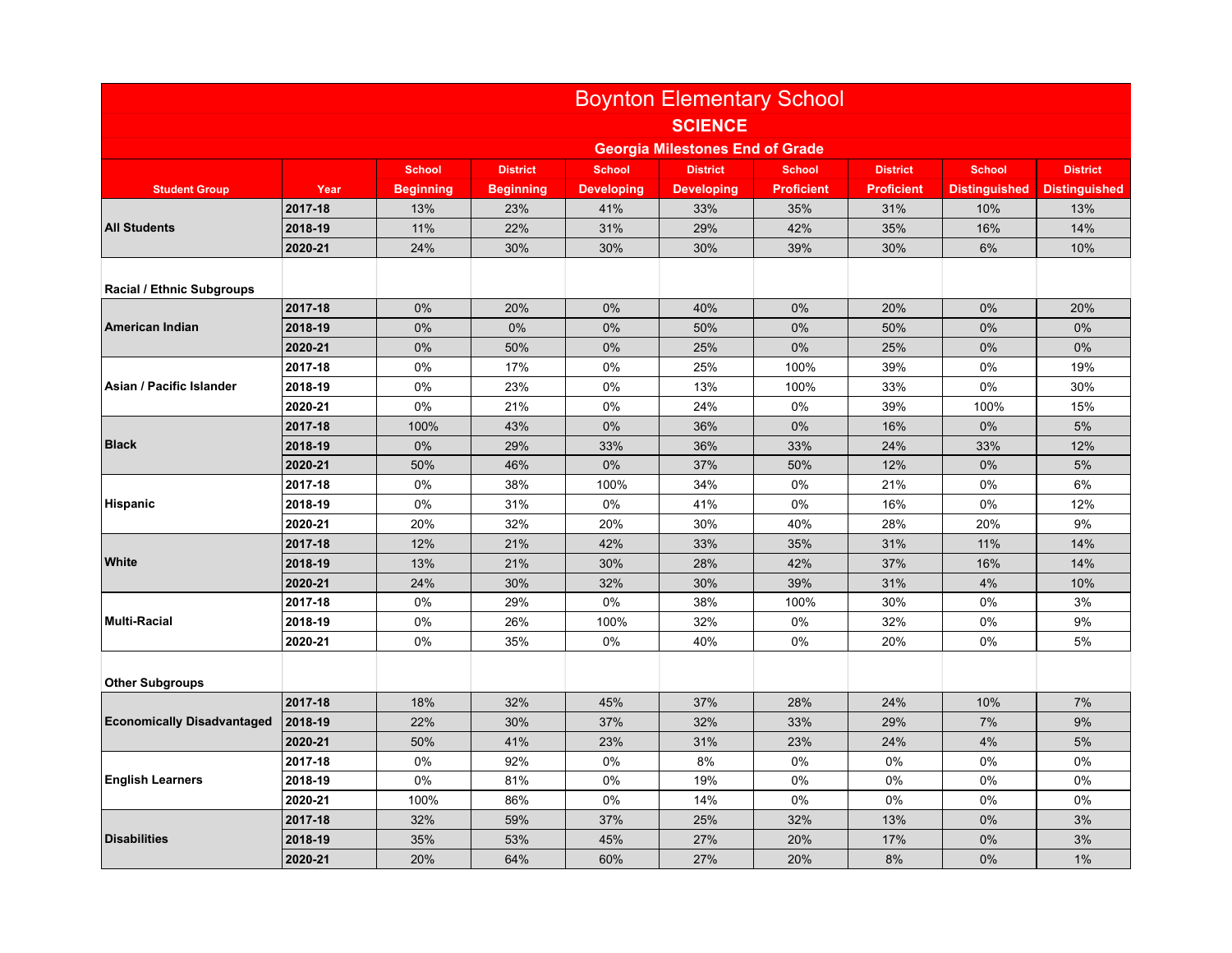# Boynton Elementary School

## SCIENCE

### Georgia Milestones End of Grade

| Student Group | Year | School Beginning | District Beginning | School Developing | District Developing | School Proficient | District Proficient | School Distinguished | District Distinguished |
|---|---|---|---|---|---|---|---|---|---|
| **All Students** | **2017-18** | 13% | 23% | 41% | 33% | 35% | 31% | 10% | 13% |
| | **2018-19** | 11% | 22% | 31% | 29% | 42% | 35% | 16% | 14% |
| | **2020-21** | 24% | 30% | 30% | 30% | 39% | 30% | 6% | 10% |
| **Racial / Ethnic Subgroups** | | | | | | | | | |
| **American Indian** | **2017-18** | 0% | 20% | 0% | 40% | 0% | 20% | 0% | 20% |
| | **2018-19** | 0% | 0% | 0% | 50% | 0% | 50% | 0% | 0% |
| | **2020-21** | 0% | 50% | 0% | 25% | 0% | 25% | 0% | 0% |
| **Asian / Pacific Islander** | **2017-18** | 0% | 17% | 0% | 25% | 100% | 39% | 0% | 19% |
| | **2018-19** | 0% | 23% | 0% | 13% | 100% | 33% | 0% | 30% |
| | **2020-21** | 0% | 21% | 0% | 24% | 0% | 39% | 100% | 15% |
| **Black** | **2017-18** | 100% | 43% | 0% | 36% | 0% | 16% | 0% | 5% |
| | **2018-19** | 0% | 29% | 33% | 36% | 33% | 24% | 33% | 12% |
| | **2020-21** | 50% | 46% | 0% | 37% | 50% | 12% | 0% | 5% |
| **Hispanic** | **2017-18** | 0% | 38% | 100% | 34% | 0% | 21% | 0% | 6% |
| | **2018-19** | 0% | 31% | 0% | 41% | 0% | 16% | 0% | 12% |
| | **2020-21** | 20% | 32% | 20% | 30% | 40% | 28% | 20% | 9% |
| **White** | **2017-18** | 12% | 21% | 42% | 33% | 35% | 31% | 11% | 14% |
| | **2018-19** | 13% | 21% | 30% | 28% | 42% | 37% | 16% | 14% |
| | **2020-21** | 24% | 30% | 32% | 30% | 39% | 31% | 4% | 10% |
| **Multi-Racial** | **2017-18** | 0% | 29% | 0% | 38% | 100% | 30% | 0% | 3% |
| | **2018-19** | 0% | 26% | 100% | 32% | 0% | 32% | 0% | 9% |
| | **2020-21** | 0% | 35% | 0% | 40% | 0% | 20% | 0% | 5% |
| **Other Subgroups** | | | | | | | | | |
| **Economically Disadvantaged** | **2017-18** | 18% | 32% | 45% | 37% | 28% | 24% | 10% | 7% |
| | **2018-19** | 22% | 30% | 37% | 32% | 33% | 29% | 7% | 9% |
| | **2020-21** | 50% | 41% | 23% | 31% | 23% | 24% | 4% | 5% |
| **English Learners** | **2017-18** | 0% | 92% | 0% | 8% | 0% | 0% | 0% | 0% |
| | **2018-19** | 0% | 81% | 0% | 19% | 0% | 0% | 0% | 0% |
| | **2020-21** | 100% | 86% | 0% | 14% | 0% | 0% | 0% | 0% |
| **Disabilities** | **2017-18** | 32% | 59% | 37% | 25% | 32% | 13% | 0% | 3% |
| | **2018-19** | 35% | 53% | 45% | 27% | 20% | 17% | 0% | 3% |
| | **2020-21** | 20% | 64% | 60% | 27% | 20% | 8% | 0% | 1% |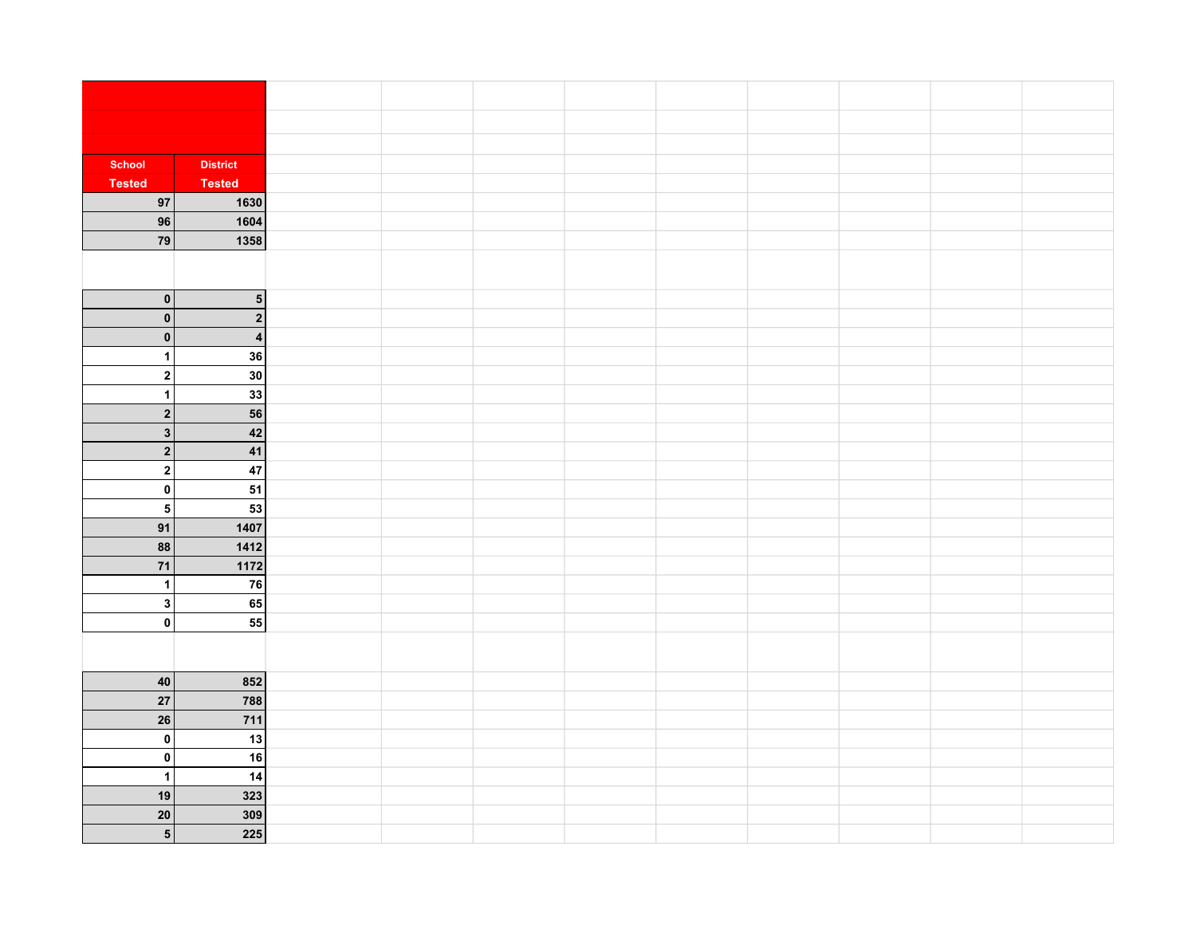| School Tested | District Tested |
|---|---|
| 97 | 1630 |
| 96 | 1604 |
| 79 | 1358 |
| | |
| 0 | 5 |
| 0 | 2 |
| 0 | 4 |
| 1 | 36 |
| 2 | 30 |
| 1 | 33 |
| 2 | 56 |
| 3 | 42 |
| 2 | 41 |
| 2 | 47 |
| 0 | 51 |
| 5 | 53 |
| 91 | 1407 |
| 88 | 1412 |
| 71 | 1172 |
| 1 | 76 |
| 3 | 65 |
| 0 | 55 |
| | |
| 40 | 852 |
| 27 | 788 |
| 26 | 711 |
| 0 | 13 |
| 0 | 16 |
| 1 | 14 |
| 19 | 323 |
| 20 | 309 |
| 5 | 225 |